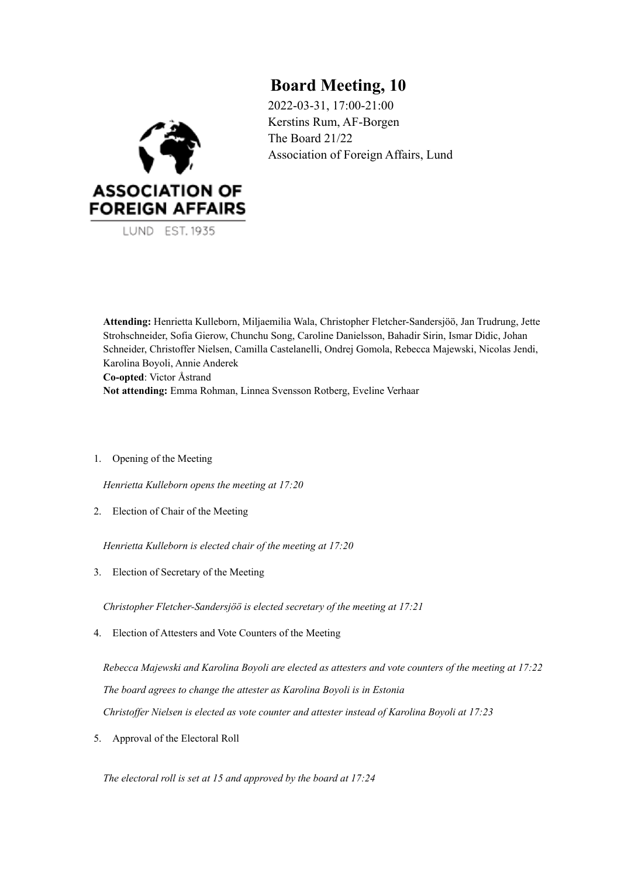# Board Meeting, 10

2022-03-31, 17:00-21:00
Kerstins Rum, AF-Borgen
The Board 21/22
Association of Foreign Affairs, Lund

**Attending:** Henrietta Kulleborn, Miljaemilia Wala, Christopher Fletcher-Sandersjöö, Jan Trudrung, Jette Strohschneider, Sofia Gierow, Chunchu Song, Caroline Danielsson, Bahadir Sirin, Ismar Didic, Johan Schneider, Christoffer Nielsen, Camilla Castelanelli, Ondrej Gomola, Rebecca Majewski, Nicolas Jendi, Karolina Boyoli, Annie Anderek
**Co-opted**: Victor Åstrand
**Not attending:** Emma Rohman, Linnea Svensson Rotberg, Eveline Verhaar

1. Opening of the Meeting

*Henrietta Kulleborn opens the meeting at 17:20*

2. Election of Chair of the Meeting

*Henrietta Kulleborn is elected chair of the meeting at 17:20*

3. Election of Secretary of the Meeting

*Christopher Fletcher-Sandersjöö is elected secretary of the meeting at 17:21*

4. Election of Attesters and Vote Counters of the Meeting

*Rebecca Majewski and Karolina Boyoli are elected as attesters and vote counters of the meeting at 17:22*

*The board agrees to change the attester as Karolina Boyoli is in Estonia*

*Christoffer Nielsen is elected as vote counter and attester instead of Karolina Boyoli at 17:23*

5. Approval of the Electoral Roll

*The electoral roll is set at 15 and approved by the board at 17:24*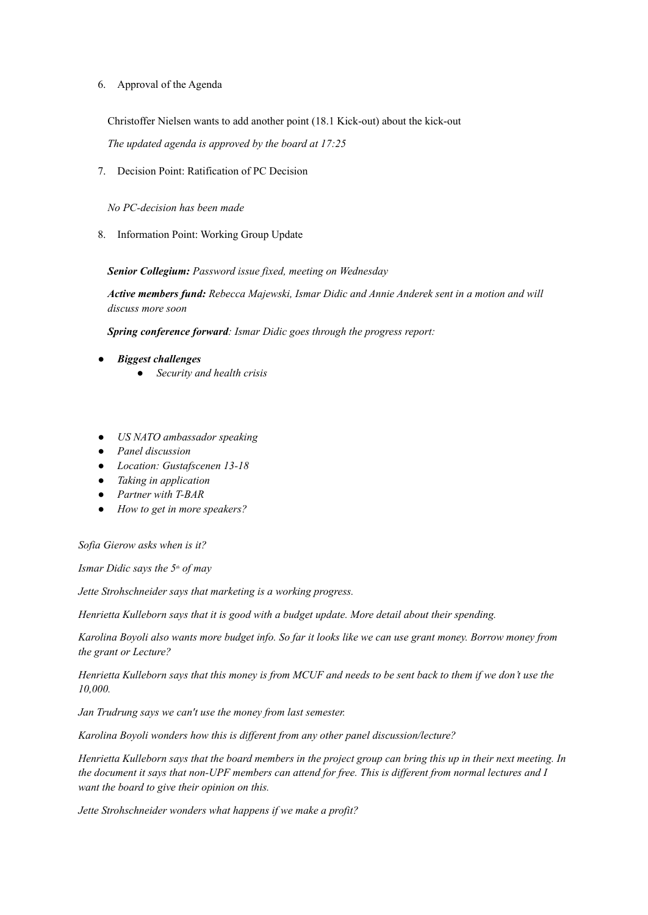6. Approval of the Agenda

   Christoffer Nielsen wants to add another point (18.1 Kick-out) about the kick-out

   *The updated agenda is approved by the board at 17:25*

7. Decision Point: Ratification of PC Decision

   *No PC-decision has been made*

8. Information Point: Working Group Update

   ***Senior Collegium:*** *Password issue fixed, meeting on Wednesday*

   ***Active members fund:*** *Rebecca Majewski, Ismar Didic and Annie Anderek sent in a motion and will discuss more soon*

   ***Spring conference forward****: Ismar Didic goes through the progress report:*

- ***Biggest challenges***
    - *Security and health crisis*

- *US NATO ambassador speaking*
- *Panel discussion*
- *Location: Gustafscenen 13-18*
- *Taking in application*
- *Partner with T-BAR*
- *How to get in more speakers?*

*Sofia Gierow asks when is it?*

*Ismar Didic says the 5th of may*

*Jette Strohschneider says that marketing is a working progress.*

*Henrietta Kulleborn says that it is good with a budget update. More detail about their spending.*

*Karolina Boyoli also wants more budget info. So far it looks like we can use grant money. Borrow money from the grant or Lecture?*

*Henrietta Kulleborn says that this money is from MCUF and needs to be sent back to them if we don't use the 10,000.*

*Jan Trudrung says we can't use the money from last semester.*

*Karolina Boyoli wonders how this is different from any other panel discussion/lecture?*

*Henrietta Kulleborn says that the board members in the project group can bring this up in their next meeting. In the document it says that non-UPF members can attend for free. This is different from normal lectures and I want the board to give their opinion on this.*

*Jette Strohschneider wonders what happens if we make a profit?*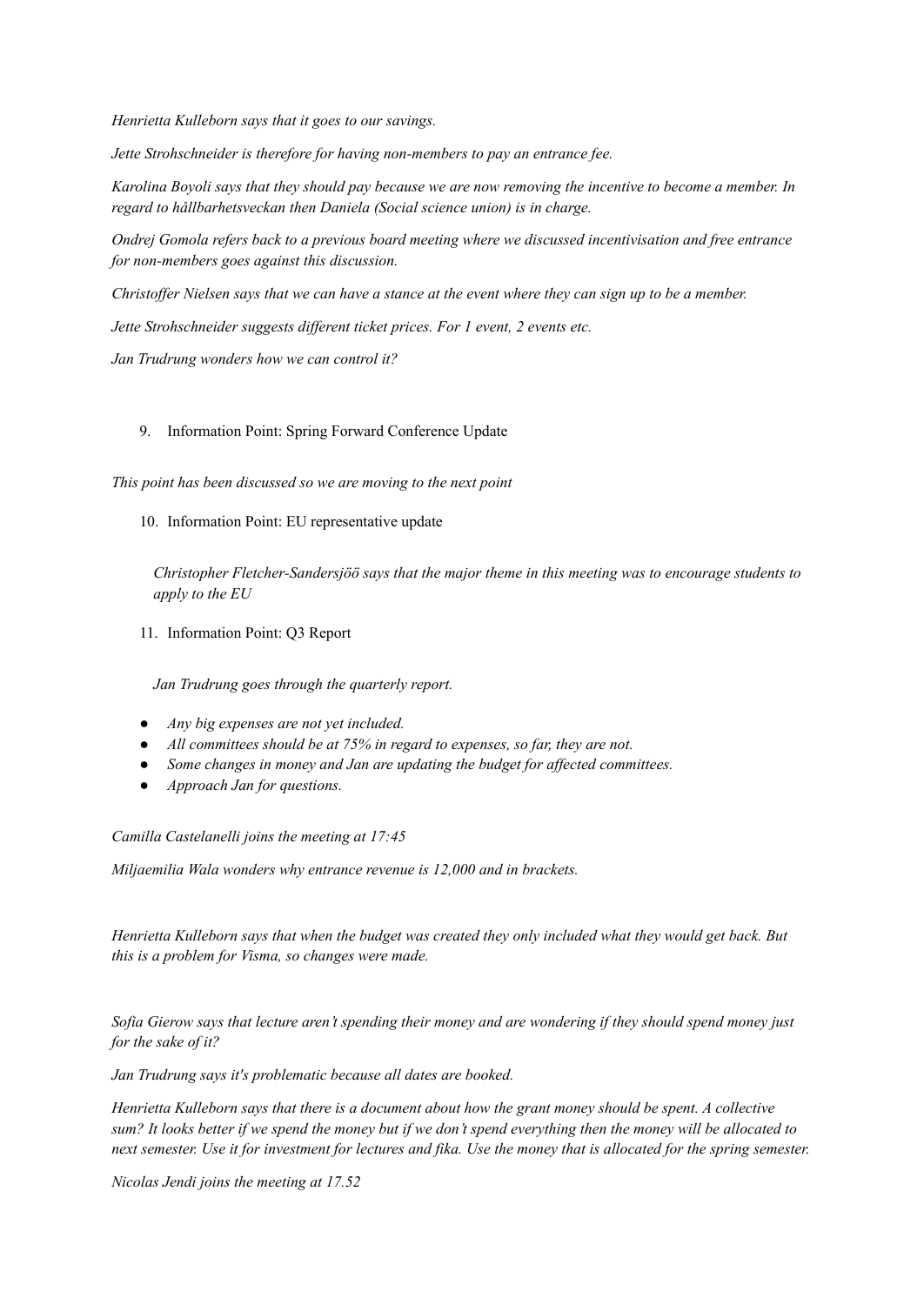*Henrietta Kulleborn says that it goes to our savings.*

*Jette Strohschneider is therefore for having non-members to pay an entrance fee.*

*Karolina Boyoli says that they should pay because we are now removing the incentive to become a member. In regard to hållbarhetsveckan then Daniela (Social science union) is in charge.*

*Ondrej Gomola refers back to a previous board meeting where we discussed incentivisation and free entrance for non-members goes against this discussion.*

*Christoffer Nielsen says that we can have a stance at the event where they can sign up to be a member.*

*Jette Strohschneider suggests different ticket prices. For 1 event, 2 events etc.*

*Jan Trudrung wonders how we can control it?*

9. Information Point: Spring Forward Conference Update

*This point has been discussed so we are moving to the next point*

10. Information Point: EU representative update

*Christopher Fletcher-Sandersjöö says that the major theme in this meeting was to encourage students to apply to the EU*

11. Information Point: Q3 Report

*Jan Trudrung goes through the quarterly report.*

- *Any big expenses are not yet included.*
- *All committees should be at 75% in regard to expenses, so far, they are not.*
- *Some changes in money and Jan are updating the budget for affected committees.*
- *Approach Jan for questions.*

*Camilla Castelanelli joins the meeting at 17:45*

*Miljaemilia Wala wonders why entrance revenue is 12,000 and in brackets.*

*Henrietta Kulleborn says that when the budget was created they only included what they would get back. But this is a problem for Visma, so changes were made.*

*Sofia Gierow says that lecture aren't spending their money and are wondering if they should spend money just for the sake of it?*

*Jan Trudrung says it's problematic because all dates are booked.*

*Henrietta Kulleborn says that there is a document about how the grant money should be spent. A collective sum? It looks better if we spend the money but if we don't spend everything then the money will be allocated to next semester. Use it for investment for lectures and fika. Use the money that is allocated for the spring semester.*

*Nicolas Jendi joins the meeting at 17.52*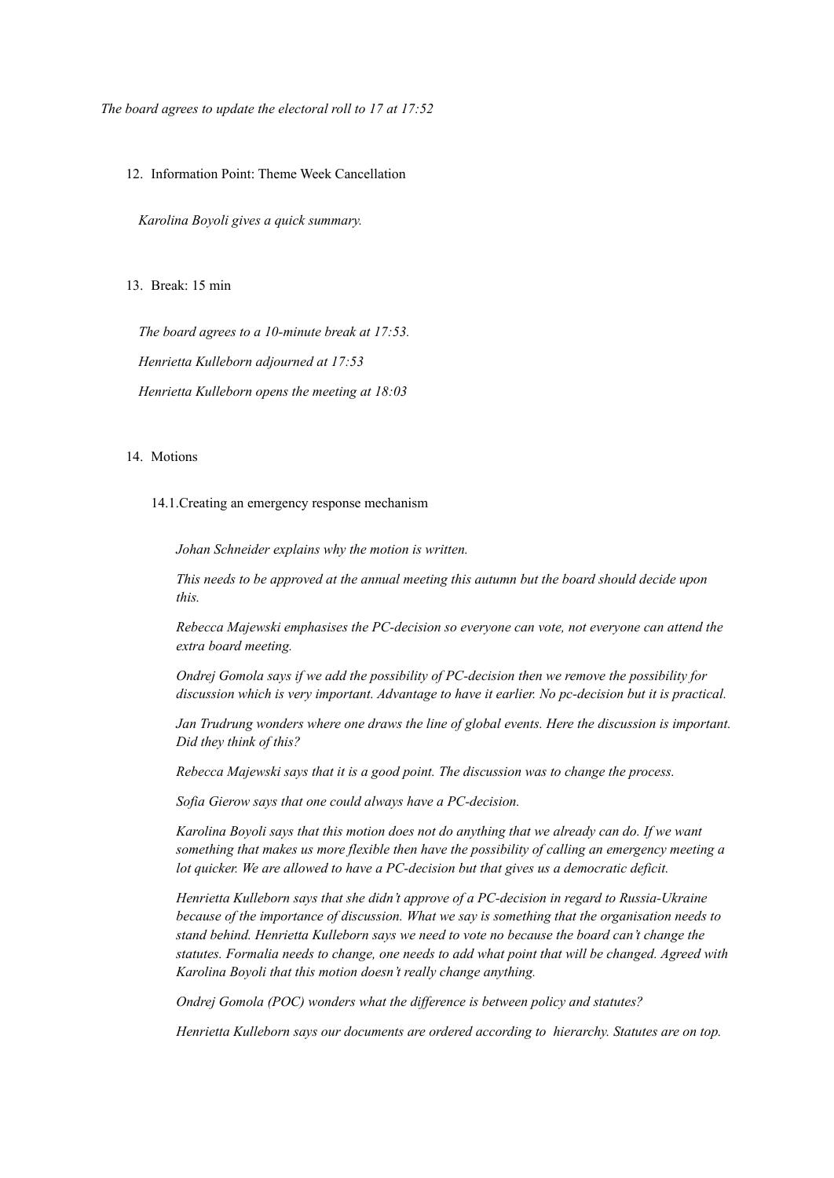*The board agrees to update the electoral roll to 17 at 17:52*

12. Information Point: Theme Week Cancellation

    *Karolina Boyoli gives a quick summary.*

13. Break: 15 min

    *The board agrees to a 10-minute break at 17:53.*

    *Henrietta Kulleborn adjourned at 17:53*

    *Henrietta Kulleborn opens the meeting at 18:03*

14. Motions

    14.1. Creating an emergency response mechanism

    *Johan Schneider explains why the motion is written.*

    *This needs to be approved at the annual meeting this autumn but the board should decide upon this.*

    *Rebecca Majewski emphasises the PC-decision so everyone can vote, not everyone can attend the extra board meeting.*

    *Ondrej Gomola says if we add the possibility of PC-decision then we remove the possibility for discussion which is very important. Advantage to have it earlier. No pc-decision but it is practical.*

    *Jan Trudrung wonders where one draws the line of global events. Here the discussion is important. Did they think of this?*

    *Rebecca Majewski says that it is a good point. The discussion was to change the process.*

    *Sofia Gierow says that one could always have a PC-decision.*

    *Karolina Boyoli says that this motion does not do anything that we already can do. If we want something that makes us more flexible then have the possibility of calling an emergency meeting a lot quicker. We are allowed to have a PC-decision but that gives us a democratic deficit.*

    *Henrietta Kulleborn says that she didn't approve of a PC-decision in regard to Russia-Ukraine because of the importance of discussion. What we say is something that the organisation needs to stand behind. Henrietta Kulleborn says we need to vote no because the board can't change the statutes. Formalia needs to change, one needs to add what point that will be changed. Agreed with Karolina Boyoli that this motion doesn't really change anything.*

    *Ondrej Gomola (POC) wonders what the difference is between policy and statutes?*

    *Henrietta Kulleborn says our documents are ordered according to hierarchy. Statutes are on top.*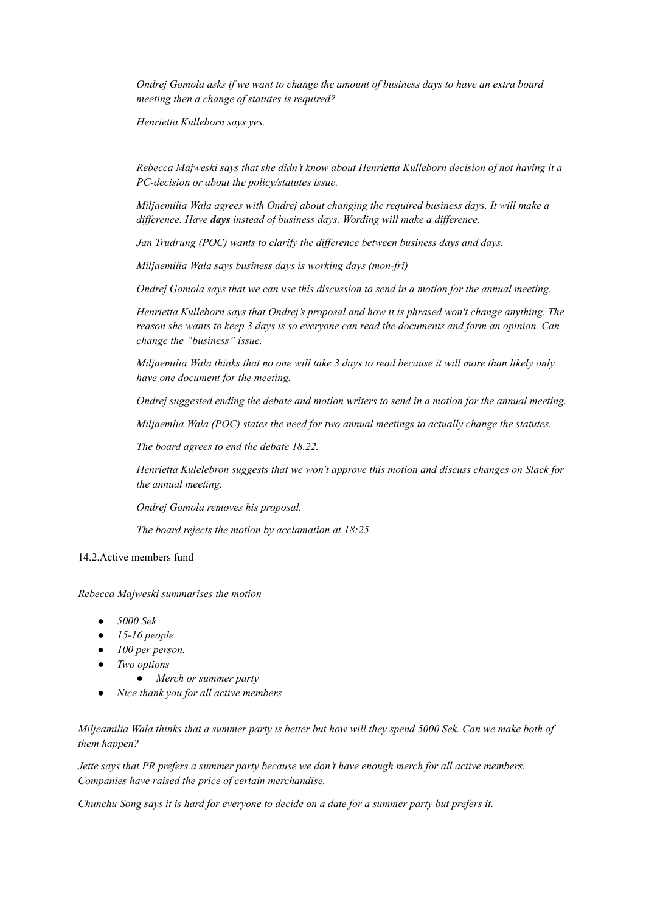*Ondrej Gomola asks if we want to change the amount of business days to have an extra board meeting then a change of statutes is required?*

*Henrietta Kulleborn says yes.*

*Rebecca Majweski says that she didn't know about Henrietta Kulleborn decision of not having it a PC-decision or about the policy/statutes issue.*

*Miljaemilia Wala agrees with Ondrej about changing the required business days. It will make a difference. Have* ***days*** *instead of business days. Wording will make a difference.*

*Jan Trudrung (POC) wants to clarify the difference between business days and days.*

*Miljaemilia Wala says business days is working days (mon-fri)*

*Ondrej Gomola says that we can use this discussion to send in a motion for the annual meeting.*

*Henrietta Kulleborn says that Ondrej's proposal and how it is phrased won't change anything. The reason she wants to keep 3 days is so everyone can read the documents and form an opinion. Can change the "business" issue.*

*Miljaemilia Wala thinks that no one will take 3 days to read because it will more than likely only have one document for the meeting.*

*Ondrej suggested ending the debate and motion writers to send in a motion for the annual meeting.*

*Miljaemlia Wala (POC) states the need for two annual meetings to actually change the statutes.*

*The board agrees to end the debate 18.22.*

*Henrietta Kulelebron suggests that we won't approve this motion and discuss changes on Slack for the annual meeting.*

*Ondrej Gomola removes his proposal.*

*The board rejects the motion by acclamation at 18:25.*

14.2.Active members fund

*Rebecca Majweski summarises the motion*

- *5000 Sek*
- *15-16 people*
- *100 per person.*
- *Two options*
  - *Merch or summer party*
- *Nice thank you for all active members*

*Miljeamilia Wala thinks that a summer party is better but how will they spend 5000 Sek. Can we make both of them happen?*

*Jette says that PR prefers a summer party because we don't have enough merch for all active members. Companies have raised the price of certain merchandise.*

*Chunchu Song says it is hard for everyone to decide on a date for a summer party but prefers it.*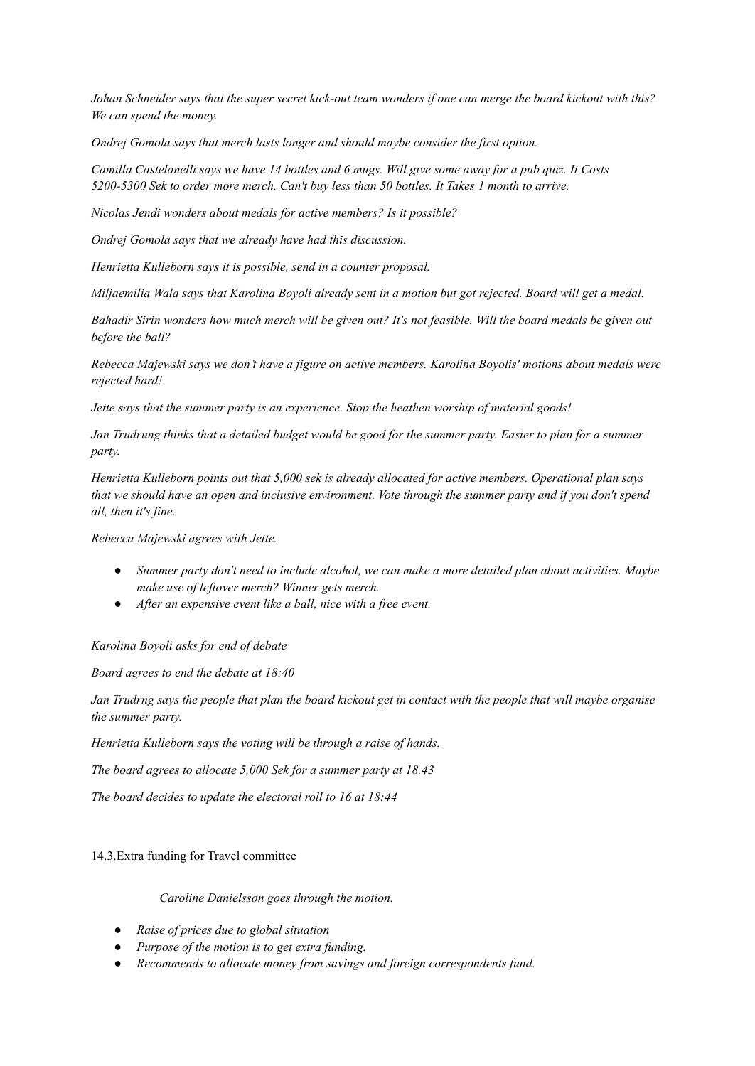*Johan Schneider says that the super secret kick-out team wonders if one can merge the board kickout with this? We can spend the money.*

*Ondrej Gomola says that merch lasts longer and should maybe consider the first option.*

*Camilla Castelanelli says we have 14 bottles and 6 mugs. Will give some away for a pub quiz. It Costs 5200-5300 Sek to order more merch. Can't buy less than 50 bottles. It Takes 1 month to arrive.*

*Nicolas Jendi wonders about medals for active members? Is it possible?*

*Ondrej Gomola says that we already have had this discussion.*

*Henrietta Kulleborn says it is possible, send in a counter proposal.*

*Miljaemilia Wala says that Karolina Boyoli already sent in a motion but got rejected. Board will get a medal.*

*Bahadir Sirin wonders how much merch will be given out? It's not feasible. Will the board medals be given out before the ball?*

*Rebecca Majewski says we don't have a figure on active members. Karolina Boyolis' motions about medals were rejected hard!*

*Jette says that the summer party is an experience. Stop the heathen worship of material goods!*

*Jan Trudrung thinks that a detailed budget would be good for the summer party. Easier to plan for a summer party.*

*Henrietta Kulleborn points out that 5,000 sek is already allocated for active members. Operational plan says that we should have an open and inclusive environment. Vote through the summer party and if you don't spend all, then it's fine.*

*Rebecca Majewski agrees with Jette.*

- *Summer party don't need to include alcohol, we can make a more detailed plan about activities. Maybe make use of leftover merch? Winner gets merch.*
- *After an expensive event like a ball, nice with a free event.*

*Karolina Boyoli asks for end of debate*

*Board agrees to end the debate at 18:40*

*Jan Trudrng says the people that plan the board kickout get in contact with the people that will maybe organise the summer party.*

*Henrietta Kulleborn says the voting will be through a raise of hands.*

*The board agrees to allocate 5,000 Sek for a summer party at 18.43*

*The board decides to update the electoral roll to 16 at 18:44*

14.3.Extra funding for Travel committee

*Caroline Danielsson goes through the motion.*

- *Raise of prices due to global situation*
- *Purpose of the motion is to get extra funding.*
- *Recommends to allocate money from savings and foreign correspondents fund.*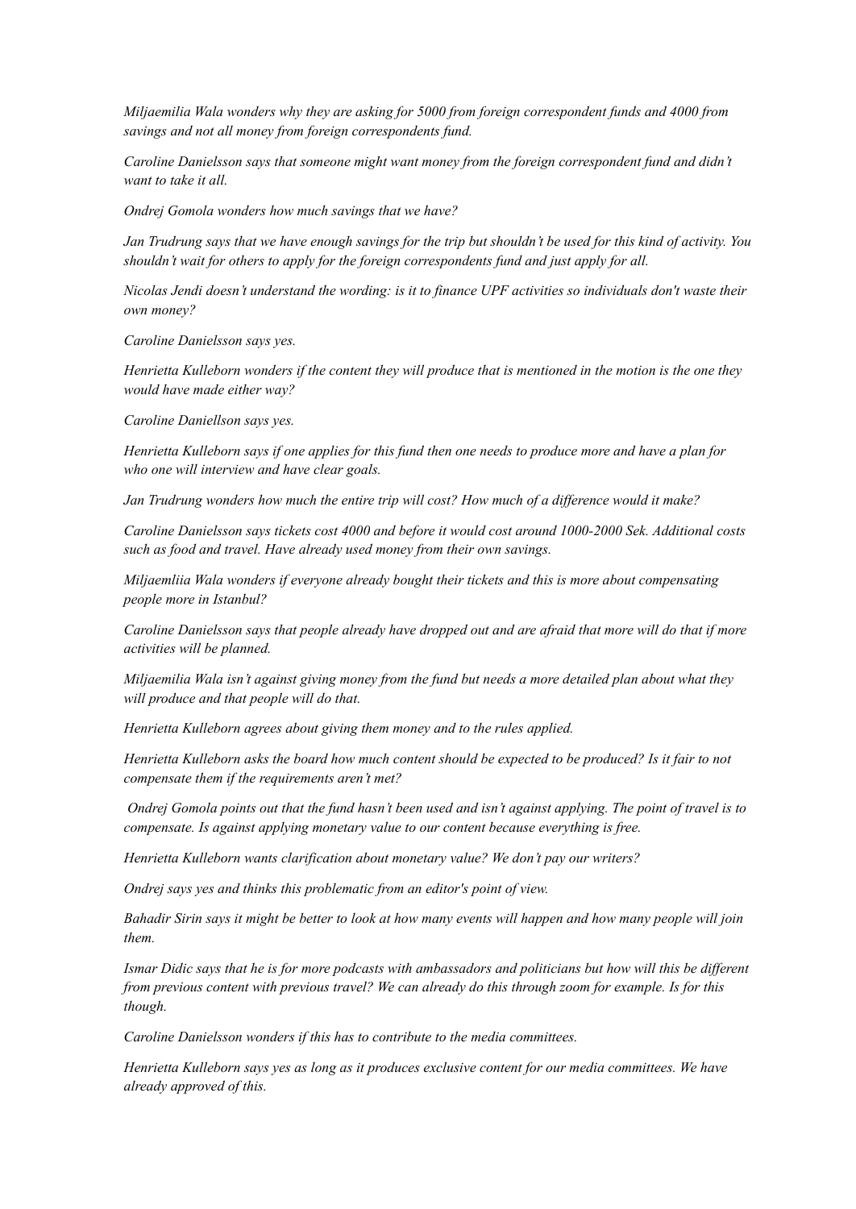*Miljaemilia Wala wonders why they are asking for 5000 from foreign correspondent funds and 4000 from savings and not all money from foreign correspondents fund.*

*Caroline Danielsson says that someone might want money from the foreign correspondent fund and didn't want to take it all.*

*Ondrej Gomola wonders how much savings that we have?*

*Jan Trudrung says that we have enough savings for the trip but shouldn't be used for this kind of activity. You shouldn't wait for others to apply for the foreign correspondents fund and just apply for all.*

*Nicolas Jendi doesn't understand the wording: is it to finance UPF activities so individuals don't waste their own money?*

*Caroline Danielsson says yes.*

*Henrietta Kulleborn wonders if the content they will produce that is mentioned in the motion is the one they would have made either way?*

*Caroline Daniellson says yes.*

*Henrietta Kulleborn says if one applies for this fund then one needs to produce more and have a plan for who one will interview and have clear goals.*

*Jan Trudrung wonders how much the entire trip will cost? How much of a difference would it make?*

*Caroline Danielsson says tickets cost 4000 and before it would cost around 1000-2000 Sek. Additional costs such as food and travel. Have already used money from their own savings.*

*Miljaemliia Wala wonders if everyone already bought their tickets and this is more about compensating people more in Istanbul?*

*Caroline Danielsson says that people already have dropped out and are afraid that more will do that if more activities will be planned.*

*Miljaemilia Wala isn't against giving money from the fund but needs a more detailed plan about what they will produce and that people will do that.*

*Henrietta Kulleborn agrees about giving them money and to the rules applied.*

*Henrietta Kulleborn asks the board how much content should be expected to be produced? Is it fair to not compensate them if the requirements aren't met?*

*Ondrej Gomola points out that the fund hasn't been used and isn't against applying. The point of travel is to compensate. Is against applying monetary value to our content because everything is free.*

*Henrietta Kulleborn wants clarification about monetary value? We don't pay our writers?*

*Ondrej says yes and thinks this problematic from an editor's point of view.*

*Bahadir Sirin says it might be better to look at how many events will happen and how many people will join them.*

*Ismar Didic says that he is for more podcasts with ambassadors and politicians but how will this be different from previous content with previous travel? We can already do this through zoom for example. Is for this though.*

*Caroline Danielsson wonders if this has to contribute to the media committees.*

*Henrietta Kulleborn says yes as long as it produces exclusive content for our media committees. We have already approved of this.*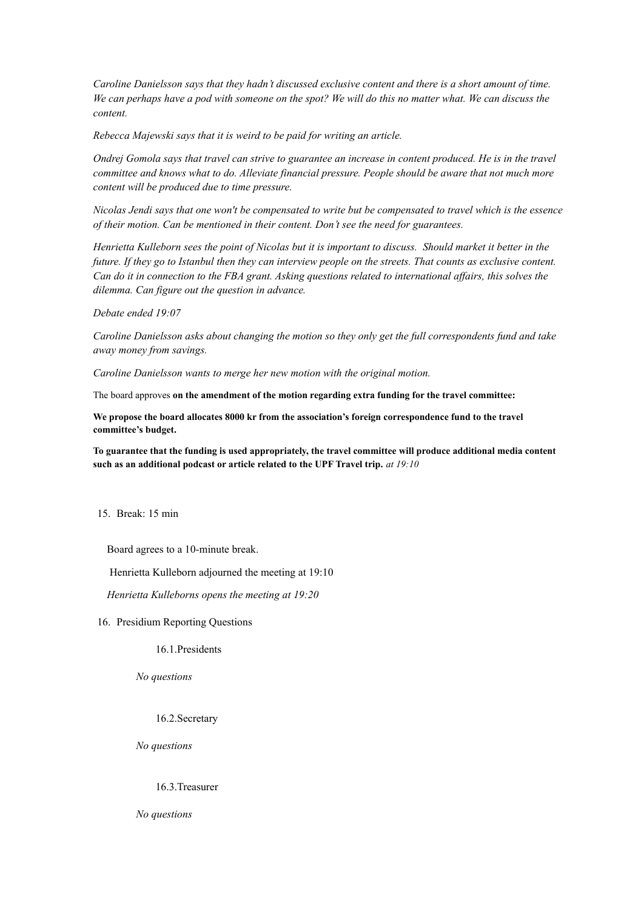*Caroline Danielsson says that they hadn't discussed exclusive content and there is a short amount of time. We can perhaps have a pod with someone on the spot? We will do this no matter what. We can discuss the content.*

*Rebecca Majewski says that it is weird to be paid for writing an article.*

*Ondrej Gomola says that travel can strive to guarantee an increase in content produced. He is in the travel committee and knows what to do. Alleviate financial pressure. People should be aware that not much more content will be produced due to time pressure.*

*Nicolas Jendi says that one won't be compensated to write but be compensated to travel which is the essence of their motion. Can be mentioned in their content. Don't see the need for guarantees.*

*Henrietta Kulleborn sees the point of Nicolas but it is important to discuss. Should market it better in the future. If they go to Istanbul then they can interview people on the streets. That counts as exclusive content. Can do it in connection to the FBA grant. Asking questions related to international affairs, this solves the dilemma. Can figure out the question in advance.*

*Debate ended 19:07*

*Caroline Danielsson asks about changing the motion so they only get the full correspondents fund and take away money from savings.*

*Caroline Danielsson wants to merge her new motion with the original motion.*

The board approves **on the amendment of the motion regarding extra funding for the travel committee:**

**We propose the board allocates 8000 kr from the association's foreign correspondence fund to the travel committee's budget.**

**To guarantee that the funding is used appropriately, the travel committee will produce additional media content such as an additional podcast or article related to the UPF Travel trip.** *at 19:10*

15. Break: 15 min

Board agrees to a 10-minute break.

Henrietta Kulleborn adjourned the meeting at 19:10

*Henrietta Kulleborns opens the meeting at 19:20*

16. Presidium Reporting Questions

16.1. Presidents

*No questions*

16.2. Secretary

*No questions*

16.3. Treasurer

*No questions*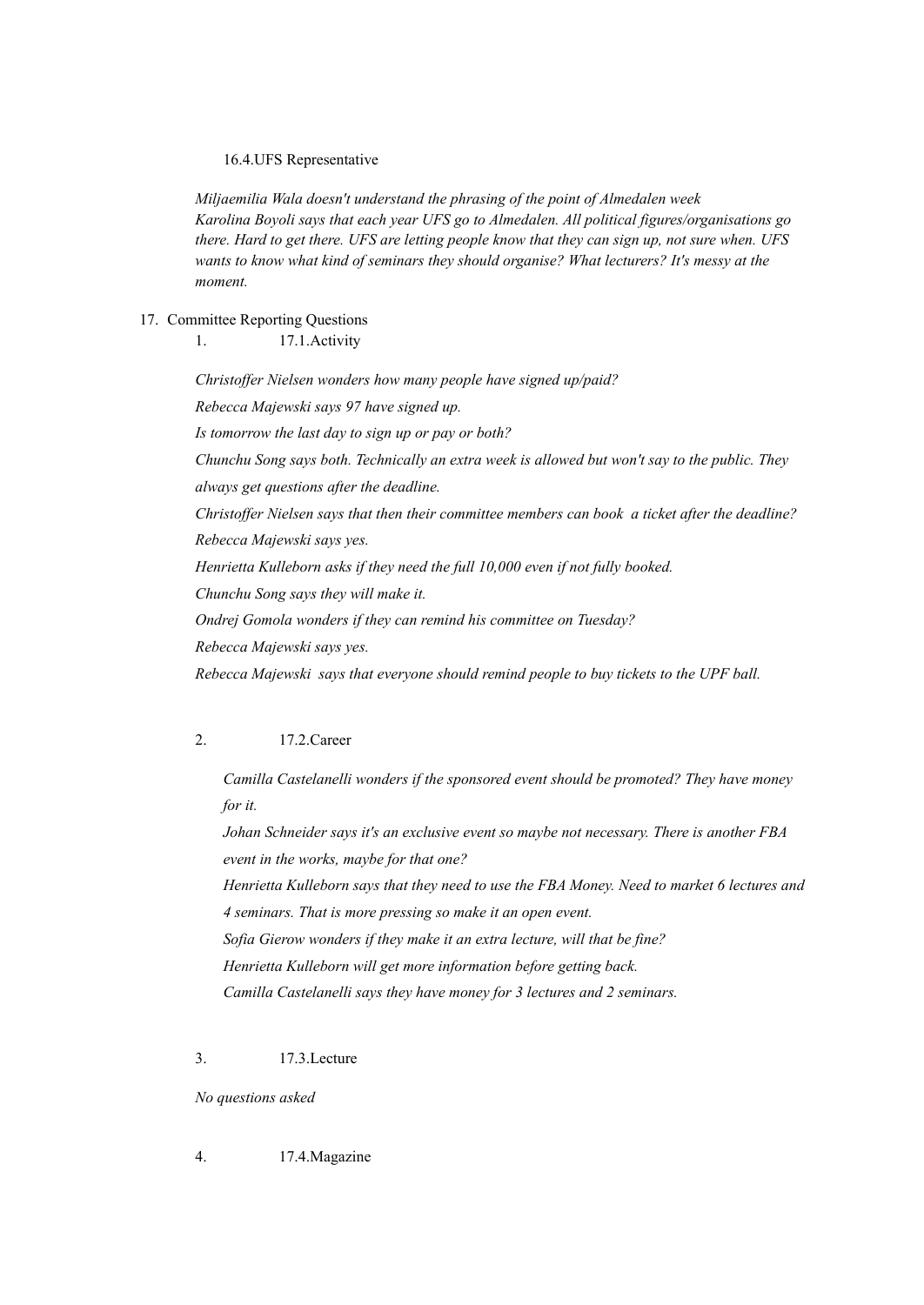16.4.UFS Representative

*Miljaemilia Wala doesn't understand the phrasing of the point of Almedalen week*
*Karolina Boyoli says that each year UFS go to Almedalen. All political figures/organisations go there. Hard to get there. UFS are letting people know that they can sign up, not sure when. UFS wants to know what kind of seminars they should organise? What lecturers? It's messy at the moment.*

17. Committee Reporting Questions

1. 17.1.Activity

*Christoffer Nielsen wonders how many people have signed up/paid?*

*Rebecca Majewski says 97 have signed up.*

*Is tomorrow the last day to sign up or pay or both?*

*Chunchu Song says both. Technically an extra week is allowed but won't say to the public. They always get questions after the deadline.*

*Christoffer Nielsen says that then their committee members can book a ticket after the deadline?*

*Rebecca Majewski says yes.*

*Henrietta Kulleborn asks if they need the full 10,000 even if not fully booked.*

*Chunchu Song says they will make it.*

*Ondrej Gomola wonders if they can remind his committee on Tuesday?*

*Rebecca Majewski says yes.*

*Rebecca Majewski says that everyone should remind people to buy tickets to the UPF ball.*

2. 17.2.Career

*Camilla Castelanelli wonders if the sponsored event should be promoted? They have money for it.*

*Johan Schneider says it's an exclusive event so maybe not necessary. There is another FBA event in the works, maybe for that one?*

*Henrietta Kulleborn says that they need to use the FBA Money. Need to market 6 lectures and 4 seminars. That is more pressing so make it an open event.*

*Sofia Gierow wonders if they make it an extra lecture, will that be fine?*

*Henrietta Kulleborn will get more information before getting back.*

*Camilla Castelanelli says they have money for 3 lectures and 2 seminars.*

3. 17.3.Lecture

*No questions asked*

4. 17.4.Magazine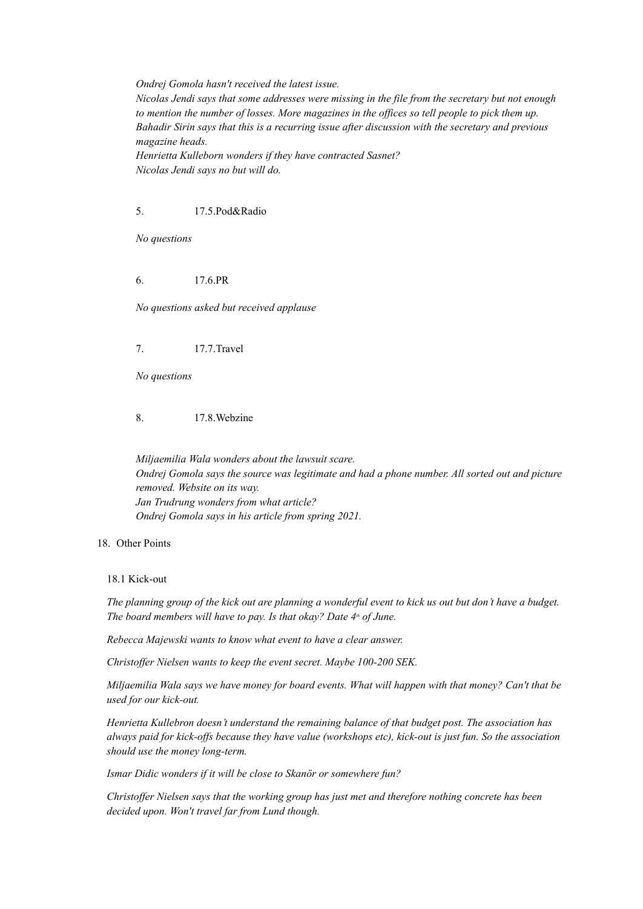*Ondrej Gomola hasn't received the latest issue.*
*Nicolas Jendi says that some addresses were missing in the file from the secretary but not enough to mention the number of losses. More magazines in the offices so tell people to pick them up.*
*Bahadir Sirin says that this is a recurring issue after discussion with the secretary and previous magazine heads.*
*Henrietta Kulleborn wonders if they have contracted Sasnet?*
*Nicolas Jendi says no but will do.*

5. 17.5.Pod&Radio

*No questions*

6. 17.6.PR

*No questions asked but received applause*

7. 17.7.Travel

*No questions*

8. 17.8.Webzine

*Miljaemilia Wala wonders about the lawsuit scare.*
*Ondrej Gomola says the source was legitimate and had a phone number. All sorted out and picture removed. Website on its way.*
*Jan Trudrung wonders from what article?*
*Ondrej Gomola says in his article from spring 2021.*

18. Other Points

18.1 Kick-out

*The planning group of the kick out are planning a wonderful event to kick us out but don't have a budget. The board members will have to pay. Is that okay? Date 4th of June.*

*Rebecca Majewski wants to know what event to have a clear answer.*

*Christoffer Nielsen wants to keep the event secret. Maybe 100-200 SEK.*

*Miljaemilia Wala says we have money for board events. What will happen with that money? Can't that be used for our kick-out.*

*Henrietta Kullebron doesn't understand the remaining balance of that budget post. The association has always paid for kick-offs because they have value (workshops etc), kick-out is just fun. So the association should use the money long-term.*

*Ismar Didic wonders if it will be close to Skanör or somewhere fun?*

*Christoffer Nielsen says that the working group has just met and therefore nothing concrete has been decided upon. Won't travel far from Lund though.*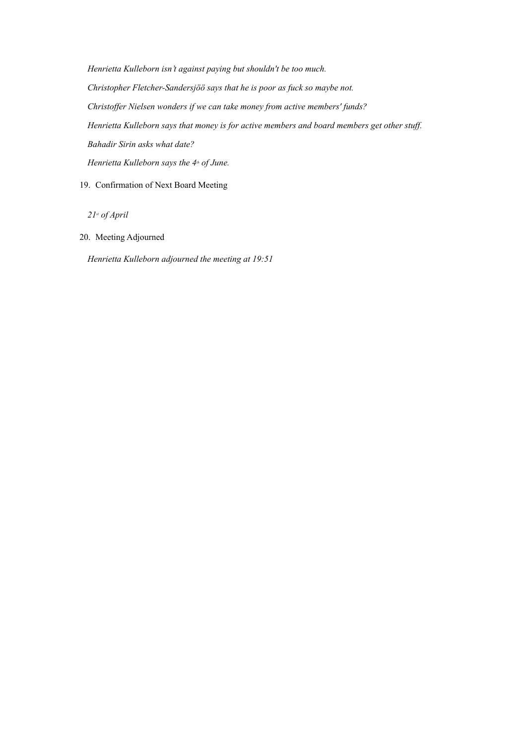*Henrietta Kulleborn isn't against paying but shouldn't be too much.*

*Christopher Fletcher-Sandersjöö says that he is poor as fuck so maybe not.*

*Christoffer Nielsen wonders if we can take money from active members' funds?*

*Henrietta Kulleborn says that money is for active members and board members get other stuff.*

*Bahadir Sirin asks what date?*

*Henrietta Kulleborn says the 4th of June.*

19. Confirmation of Next Board Meeting

    *21st of April*

20. Meeting Adjourned

    *Henrietta Kulleborn adjourned the meeting at 19:51*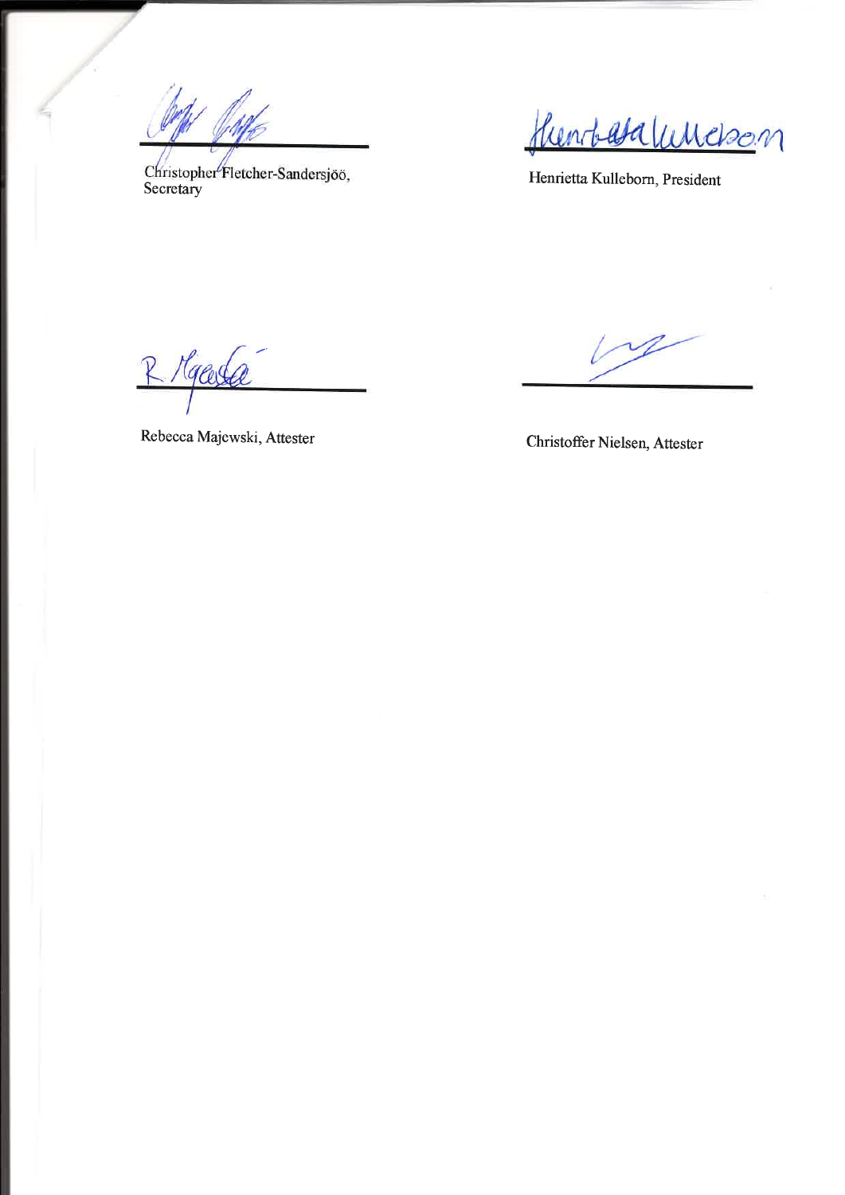Christopher Fletcher-Sandersjöö, Secretary

Henrietta Kulleborn, President

Rebecca Majewski, Attester

Christoffer Nielsen, Attester